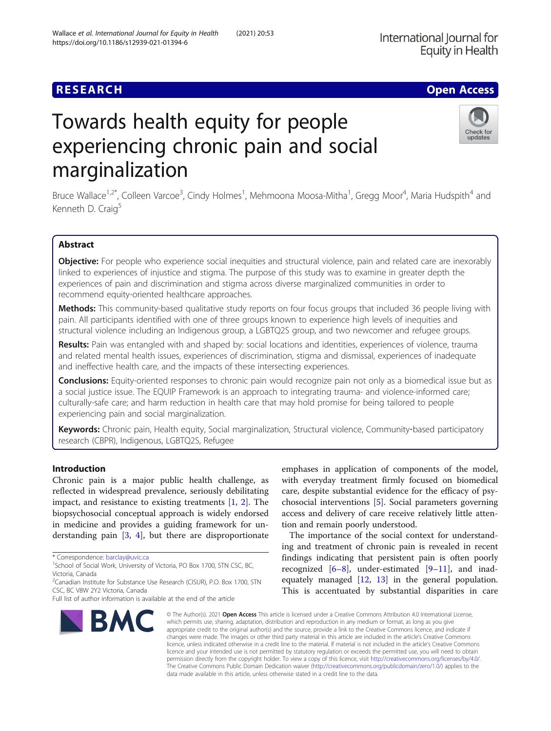RESEARCH

Open Access

# Towards health equity for people experiencing chronic pain and social marginalization

Bruce Wallace[1,2*], Colleen Varcoe[3], Cindy Holmes[1], Mehmoona Moosa-Mitha[1], Gregg Moor[4], Maria Hudspith[4] and Kenneth D. Craig[5]

## Abstract

**Objective:** For people who experience social inequities and structural violence, pain and related care are inexorably linked to experiences of injustice and stigma. The purpose of this study was to examine in greater depth the experiences of pain and discrimination and stigma across diverse marginalized communities in order to recommend equity-oriented healthcare approaches.

**Methods:** This community-based qualitative study reports on four focus groups that included 36 people living with pain. All participants identified with one of three groups known to experience high levels of inequities and structural violence including an Indigenous group, a LGBTQ2S group, and two newcomer and refugee groups.

**Results:** Pain was entangled with and shaped by: social locations and identities, experiences of violence, trauma and related mental health issues, experiences of discrimination, stigma and dismissal, experiences of inadequate and ineffective health care, and the impacts of these intersecting experiences.

**Conclusions:** Equity-oriented responses to chronic pain would recognize pain not only as a biomedical issue but as a social justice issue. The EQUIP Framework is an approach to integrating trauma- and violence-informed care; culturally-safe care; and harm reduction in health care that may hold promise for being tailored to people experiencing pain and social marginalization.

**Keywords:** Chronic pain, Health equity, Social marginalization, Structural violence, Community-based participatory research (CBPR), Indigenous, LGBTQ2S, Refugee

## Introduction

Chronic pain is a major public health challenge, as reflected in widespread prevalence, seriously debilitating impact, and resistance to existing treatments [1, 2]. The biopsychosocial conceptual approach is widely endorsed in medicine and provides a guiding framework for understanding pain [3, 4], but there are disproportionate emphases in application of components of the model, with everyday treatment firmly focused on biomedical care, despite substantial evidence for the efficacy of psychosocial interventions [5]. Social parameters governing access and delivery of care receive relatively little attention and remain poorly understood.

The importance of the social context for understanding and treatment of chronic pain is revealed in recent findings indicating that persistent pain is often poorly recognized [6–8], under-estimated [9–11], and inadequately managed [12, 13] in the general population. This is accentuated by substantial disparities in care

\* Correspondence: barclay@uvic.ca
[1]School of Social Work, University of Victoria, PO Box 1700, STN CSC, BC, Victoria, Canada
[2]Canadian Institute for Substance Use Research (CISUR), P.O. Box 1700, STN CSC, BC V8W 2Y2 Victoria, Canada
Full list of author information is available at the end of the article

© The Author(s). 2021 **Open Access** This article is licensed under a Creative Commons Attribution 4.0 International License, which permits use, sharing, adaptation, distribution and reproduction in any medium or format, as long as you give appropriate credit to the original author(s) and the source, provide a link to the Creative Commons licence, and indicate if changes were made. The images or other third party material in this article are included in the article's Creative Commons licence, unless indicated otherwise in a credit line to the material. If material is not included in the article's Creative Commons licence and your intended use is not permitted by statutory regulation or exceeds the permitted use, you will need to obtain permission directly from the copyright holder. To view a copy of this licence, visit http://creativecommons.org/licenses/by/4.0/. The Creative Commons Public Domain Dedication waiver (http://creativecommons.org/publicdomain/zero/1.0/) applies to the data made available in this article, unless otherwise stated in a credit line to the data.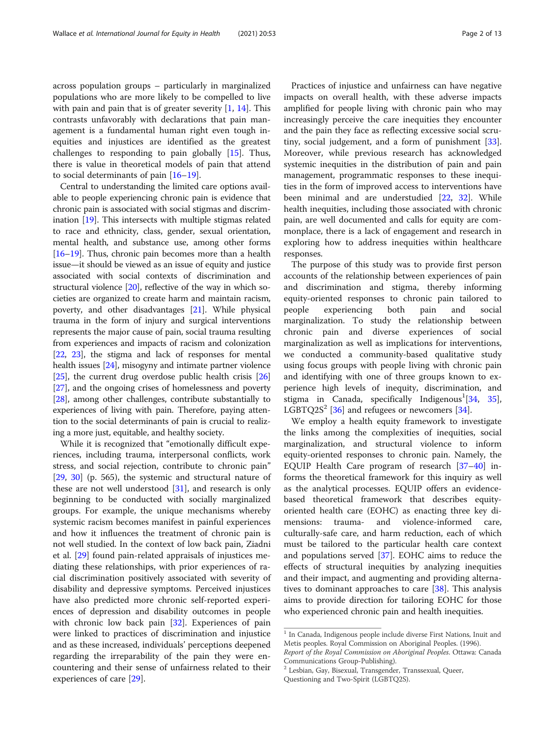across population groups – particularly in marginalized populations who are more likely to be compelled to live with pain and pain that is of greater severity [1, 14]. This contrasts unfavorably with declarations that pain management is a fundamental human right even tough inequities and injustices are identified as the greatest challenges to responding to pain globally [15]. Thus, there is value in theoretical models of pain that attend to social determinants of pain [16–19].

Central to understanding the limited care options available to people experiencing chronic pain is evidence that chronic pain is associated with social stigmas and discrimination [19]. This intersects with multiple stigmas related to race and ethnicity, class, gender, sexual orientation, mental health, and substance use, among other forms [16–19]. Thus, chronic pain becomes more than a health issue—it should be viewed as an issue of equity and justice associated with social contexts of discrimination and structural violence [20], reflective of the way in which societies are organized to create harm and maintain racism, poverty, and other disadvantages [21]. While physical trauma in the form of injury and surgical interventions represents the major cause of pain, social trauma resulting from experiences and impacts of racism and colonization [22, 23], the stigma and lack of responses for mental health issues [24], misogyny and intimate partner violence [25], the current drug overdose public health crisis [26] [27], and the ongoing crises of homelessness and poverty [28], among other challenges, contribute substantially to experiences of living with pain. Therefore, paying attention to the social determinants of pain is crucial to realizing a more just, equitable, and healthy society.

While it is recognized that "emotionally difficult experiences, including trauma, interpersonal conflicts, work stress, and social rejection, contribute to chronic pain" [29, 30] (p. 565), the systemic and structural nature of these are not well understood [31], and research is only beginning to be conducted with socially marginalized groups. For example, the unique mechanisms whereby systemic racism becomes manifest in painful experiences and how it influences the treatment of chronic pain is not well studied. In the context of low back pain, Ziadni et al. [29] found pain-related appraisals of injustices mediating these relationships, with prior experiences of racial discrimination positively associated with severity of disability and depressive symptoms. Perceived injustices have also predicted more chronic self-reported experiences of depression and disability outcomes in people with chronic low back pain [32]. Experiences of pain were linked to practices of discrimination and injustice and as these increased, individuals' perceptions deepened regarding the irreparability of the pain they were encountering and their sense of unfairness related to their experiences of care [29].

Practices of injustice and unfairness can have negative impacts on overall health, with these adverse impacts amplified for people living with chronic pain who may increasingly perceive the care inequities they encounter and the pain they face as reflecting excessive social scrutiny, social judgement, and a form of punishment [33]. Moreover, while previous research has acknowledged systemic inequities in the distribution of pain and pain management, programmatic responses to these inequities in the form of improved access to interventions have been minimal and are understudied [22, 32]. While health inequities, including those associated with chronic pain, are well documented and calls for equity are commonplace, there is a lack of engagement and research in exploring how to address inequities within healthcare responses.

The purpose of this study was to provide first person accounts of the relationship between experiences of pain and discrimination and stigma, thereby informing equity-oriented responses to chronic pain tailored to people experiencing both pain and social marginalization. To study the relationship between chronic pain and diverse experiences of social marginalization as well as implications for interventions, we conducted a community-based qualitative study using focus groups with people living with chronic pain and identifying with one of three groups known to experience high levels of inequity, discrimination, and stigma in Canada, specifically Indigenous[1] [34, 35], LGBTQ2S[2] [36] and refugees or newcomers [34].

We employ a health equity framework to investigate the links among the complexities of inequities, social marginalization, and structural violence to inform equity-oriented responses to chronic pain. Namely, the EQUIP Health Care program of research [37–40] informs the theoretical framework for this inquiry as well as the analytical processes. EQUIP offers an evidence-based theoretical framework that describes equity-oriented health care (EOHC) as enacting three key dimensions: trauma- and violence-informed care, culturally-safe care, and harm reduction, each of which must be tailored to the particular health care context and populations served [37]. EOHC aims to reduce the effects of structural inequities by analyzing inequities and their impact, and augmenting and providing alternatives to dominant approaches to care [38]. This analysis aims to provide direction for tailoring EOHC for those who experienced chronic pain and health inequities.

[1] In Canada, Indigenous people include diverse First Nations, Inuit and Metis peoples. Royal Commission on Aboriginal Peoples. (1996). *Report of the Royal Commission on Aboriginal Peoples*. Ottawa: Canada Communications Group-Publishing).

[2] Lesbian, Gay, Bisexual, Transgender, Transsexual, Queer, Questioning and Two-Spirit (LGBTQ2S).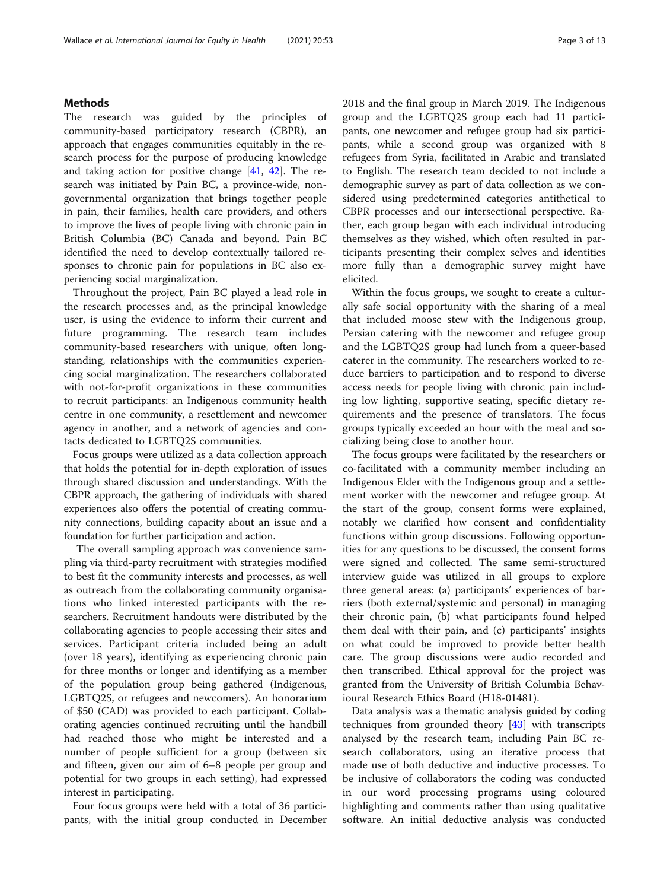## Methods

The research was guided by the principles of community-based participatory research (CBPR), an approach that engages communities equitably in the research process for the purpose of producing knowledge and taking action for positive change [41, 42]. The research was initiated by Pain BC, a province-wide, non-governmental organization that brings together people in pain, their families, health care providers, and others to improve the lives of people living with chronic pain in British Columbia (BC) Canada and beyond. Pain BC identified the need to develop contextually tailored responses to chronic pain for populations in BC also experiencing social marginalization.

Throughout the project, Pain BC played a lead role in the research processes and, as the principal knowledge user, is using the evidence to inform their current and future programming. The research team includes community-based researchers with unique, often longstanding, relationships with the communities experiencing social marginalization. The researchers collaborated with not-for-profit organizations in these communities to recruit participants: an Indigenous community health centre in one community, a resettlement and newcomer agency in another, and a network of agencies and contacts dedicated to LGBTQ2S communities.

Focus groups were utilized as a data collection approach that holds the potential for in-depth exploration of issues through shared discussion and understandings. With the CBPR approach, the gathering of individuals with shared experiences also offers the potential of creating community connections, building capacity about an issue and a foundation for further participation and action.

The overall sampling approach was convenience sampling via third-party recruitment with strategies modified to best fit the community interests and processes, as well as outreach from the collaborating community organisations who linked interested participants with the researchers. Recruitment handouts were distributed by the collaborating agencies to people accessing their sites and services. Participant criteria included being an adult (over 18 years), identifying as experiencing chronic pain for three months or longer and identifying as a member of the population group being gathered (Indigenous, LGBTQ2S, or refugees and newcomers). An honorarium of $50 (CAD) was provided to each participant. Collaborating agencies continued recruiting until the handbill had reached those who might be interested and a number of people sufficient for a group (between six and fifteen, given our aim of 6–8 people per group and potential for two groups in each setting), had expressed interest in participating.

Four focus groups were held with a total of 36 participants, with the initial group conducted in December 2018 and the final group in March 2019. The Indigenous group and the LGBTQ2S group each had 11 participants, one newcomer and refugee group had six participants, while a second group was organized with 8 refugees from Syria, facilitated in Arabic and translated to English. The research team decided to not include a demographic survey as part of data collection as we considered using predetermined categories antithetical to CBPR processes and our intersectional perspective. Rather, each group began with each individual introducing themselves as they wished, which often resulted in participants presenting their complex selves and identities more fully than a demographic survey might have elicited.

Within the focus groups, we sought to create a culturally safe social opportunity with the sharing of a meal that included moose stew with the Indigenous group, Persian catering with the newcomer and refugee group and the LGBTQ2S group had lunch from a queer-based caterer in the community. The researchers worked to reduce barriers to participation and to respond to diverse access needs for people living with chronic pain including low lighting, supportive seating, specific dietary requirements and the presence of translators. The focus groups typically exceeded an hour with the meal and socializing being close to another hour.

The focus groups were facilitated by the researchers or co-facilitated with a community member including an Indigenous Elder with the Indigenous group and a settlement worker with the newcomer and refugee group. At the start of the group, consent forms were explained, notably we clarified how consent and confidentiality functions within group discussions. Following opportunities for any questions to be discussed, the consent forms were signed and collected. The same semi-structured interview guide was utilized in all groups to explore three general areas: (a) participants' experiences of barriers (both external/systemic and personal) in managing their chronic pain, (b) what participants found helped them deal with their pain, and (c) participants' insights on what could be improved to provide better health care. The group discussions were audio recorded and then transcribed. Ethical approval for the project was granted from the University of British Columbia Behavioural Research Ethics Board (H18-01481).

Data analysis was a thematic analysis guided by coding techniques from grounded theory [43] with transcripts analysed by the research team, including Pain BC research collaborators, using an iterative process that made use of both deductive and inductive processes. To be inclusive of collaborators the coding was conducted in our word processing programs using coloured highlighting and comments rather than using qualitative software. An initial deductive analysis was conducted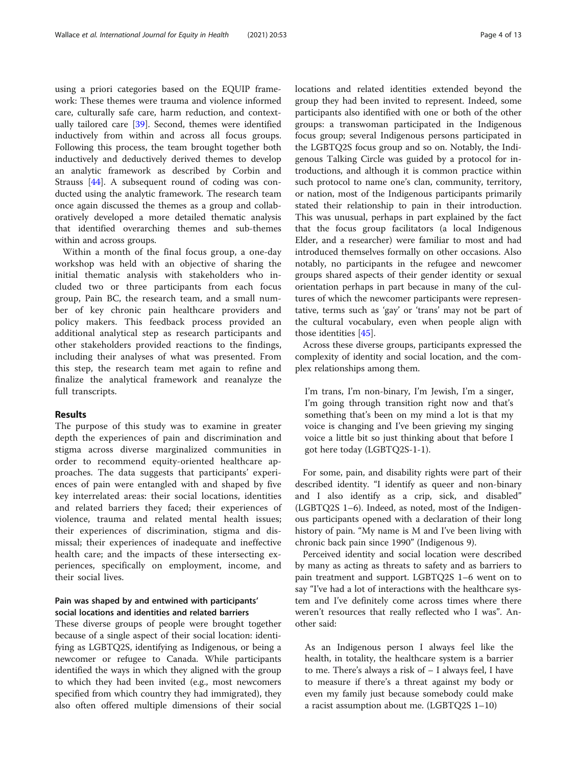using a priori categories based on the EQUIP framework: These themes were trauma and violence informed care, culturally safe care, harm reduction, and contextually tailored care [39]. Second, themes were identified inductively from within and across all focus groups. Following this process, the team brought together both inductively and deductively derived themes to develop an analytic framework as described by Corbin and Strauss [44]. A subsequent round of coding was conducted using the analytic framework. The research team once again discussed the themes as a group and collaboratively developed a more detailed thematic analysis that identified overarching themes and sub-themes within and across groups.

Within a month of the final focus group, a one-day workshop was held with an objective of sharing the initial thematic analysis with stakeholders who included two or three participants from each focus group, Pain BC, the research team, and a small number of key chronic pain healthcare providers and policy makers. This feedback process provided an additional analytical step as research participants and other stakeholders provided reactions to the findings, including their analyses of what was presented. From this step, the research team met again to refine and finalize the analytical framework and reanalyze the full transcripts.

## Results

The purpose of this study was to examine in greater depth the experiences of pain and discrimination and stigma across diverse marginalized communities in order to recommend equity-oriented healthcare approaches. The data suggests that participants' experiences of pain were entangled with and shaped by five key interrelated areas: their social locations, identities and related barriers they faced; their experiences of violence, trauma and related mental health issues; their experiences of discrimination, stigma and dismissal; their experiences of inadequate and ineffective health care; and the impacts of these intersecting experiences, specifically on employment, income, and their social lives.

### Pain was shaped by and entwined with participants' social locations and identities and related barriers

These diverse groups of people were brought together because of a single aspect of their social location: identifying as LGBTQ2S, identifying as Indigenous, or being a newcomer or refugee to Canada. While participants identified the ways in which they aligned with the group to which they had been invited (e.g., most newcomers specified from which country they had immigrated), they also often offered multiple dimensions of their social locations and related identities extended beyond the group they had been invited to represent. Indeed, some participants also identified with one or both of the other groups: a transwoman participated in the Indigenous focus group; several Indigenous persons participated in the LGBTQ2S focus group and so on. Notably, the Indigenous Talking Circle was guided by a protocol for introductions, and although it is common practice within such protocol to name one's clan, community, territory, or nation, most of the Indigenous participants primarily stated their relationship to pain in their introduction. This was unusual, perhaps in part explained by the fact that the focus group facilitators (a local Indigenous Elder, and a researcher) were familiar to most and had introduced themselves formally on other occasions. Also notably, no participants in the refugee and newcomer groups shared aspects of their gender identity or sexual orientation perhaps in part because in many of the cultures of which the newcomer participants were representative, terms such as 'gay' or 'trans' may not be part of the cultural vocabulary, even when people align with those identities [45].

Across these diverse groups, participants expressed the complexity of identity and social location, and the complex relationships among them.

> I'm trans, I'm non-binary, I'm Jewish, I'm a singer, I'm going through transition right now and that's something that's been on my mind a lot is that my voice is changing and I've been grieving my singing voice a little bit so just thinking about that before I got here today (LGBTQ2S-1-1).

For some, pain, and disability rights were part of their described identity. "I identify as queer and non-binary and I also identify as a crip, sick, and disabled" (LGBTQ2S 1–6). Indeed, as noted, most of the Indigenous participants opened with a declaration of their long history of pain. "My name is M and I've been living with chronic back pain since 1990" (Indigenous 9).

Perceived identity and social location were described by many as acting as threats to safety and as barriers to pain treatment and support. LGBTQ2S 1–6 went on to say "I've had a lot of interactions with the healthcare system and I've definitely come across times where there weren't resources that really reflected who I was". Another said:

> As an Indigenous person I always feel like the health, in totality, the healthcare system is a barrier to me. There's always a risk of – I always feel, I have to measure if there's a threat against my body or even my family just because somebody could make a racist assumption about me. (LGBTQ2S 1–10)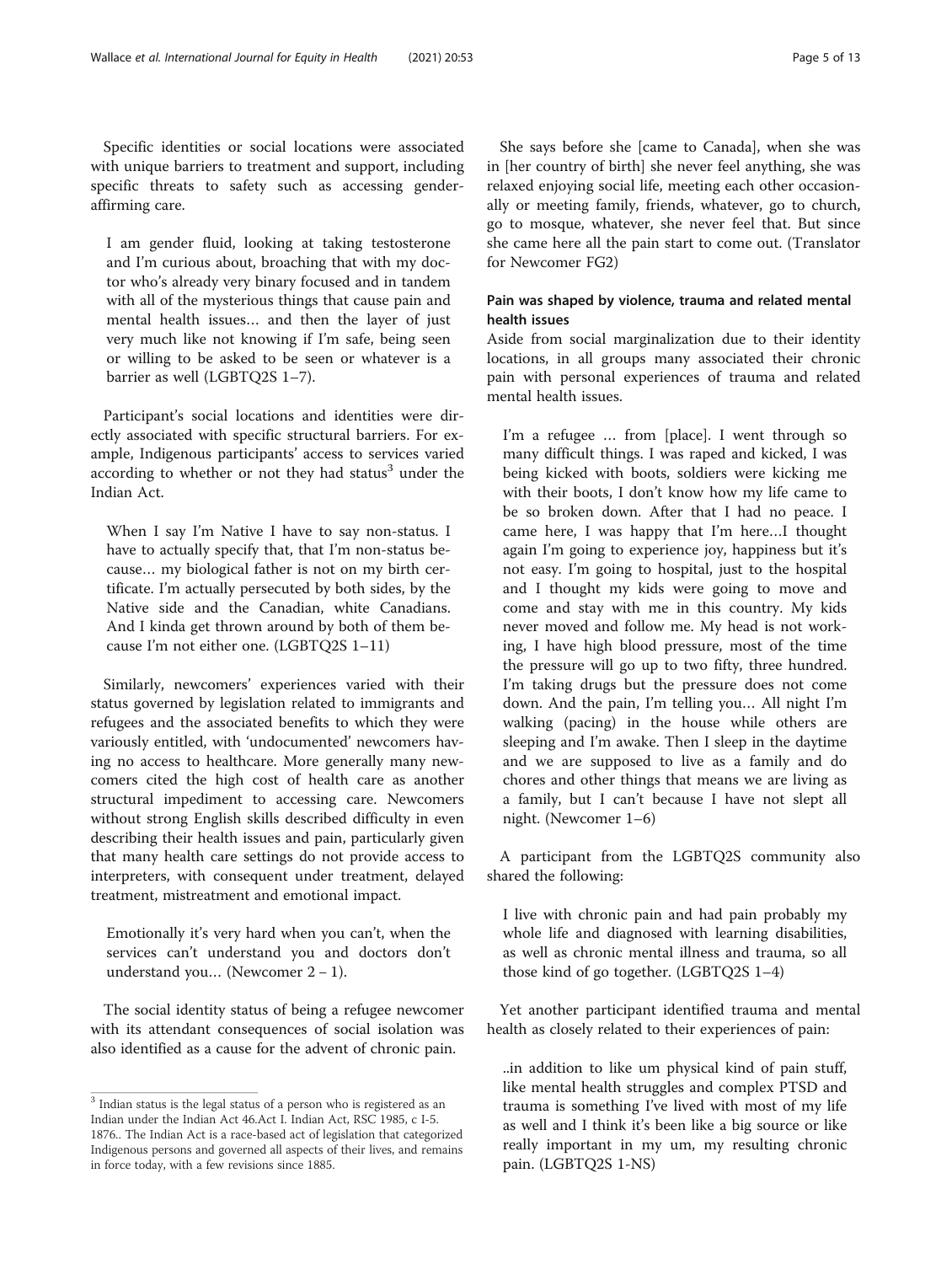Specific identities or social locations were associated with unique barriers to treatment and support, including specific threats to safety such as accessing gender-affirming care.

> I am gender fluid, looking at taking testosterone and I'm curious about, broaching that with my doctor who's already very binary focused and in tandem with all of the mysterious things that cause pain and mental health issues… and then the layer of just very much like not knowing if I'm safe, being seen or willing to be asked to be seen or whatever is a barrier as well (LGBTQ2S 1–7).

Participant's social locations and identities were directly associated with specific structural barriers. For example, Indigenous participants' access to services varied according to whether or not they had status[3] under the Indian Act.

> When I say I'm Native I have to say non-status. I have to actually specify that, that I'm non-status because… my biological father is not on my birth certificate. I'm actually persecuted by both sides, by the Native side and the Canadian, white Canadians. And I kinda get thrown around by both of them because I'm not either one. (LGBTQ2S 1–11)

Similarly, newcomers' experiences varied with their status governed by legislation related to immigrants and refugees and the associated benefits to which they were variously entitled, with 'undocumented' newcomers having no access to healthcare. More generally many newcomers cited the high cost of health care as another structural impediment to accessing care. Newcomers without strong English skills described difficulty in even describing their health issues and pain, particularly given that many health care settings do not provide access to interpreters, with consequent under treatment, delayed treatment, mistreatment and emotional impact.

> Emotionally it's very hard when you can't, when the services can't understand you and doctors don't understand you… (Newcomer 2 – 1).

The social identity status of being a refugee newcomer with its attendant consequences of social isolation was also identified as a cause for the advent of chronic pain.

> She says before she [came to Canada], when she was in [her country of birth] she never feel anything, she was relaxed enjoying social life, meeting each other occasionally or meeting family, friends, whatever, go to church, go to mosque, whatever, she never feel that. But since she came here all the pain start to come out. (Translator for Newcomer FG2)

#### Pain was shaped by violence, trauma and related mental health issues

Aside from social marginalization due to their identity locations, in all groups many associated their chronic pain with personal experiences of trauma and related mental health issues.

> I'm a refugee … from [place]. I went through so many difficult things. I was raped and kicked, I was being kicked with boots, soldiers were kicking me with their boots, I don't know how my life came to be so broken down. After that I had no peace. I came here, I was happy that I'm here…I thought again I'm going to experience joy, happiness but it's not easy. I'm going to hospital, just to the hospital and I thought my kids were going to move and come and stay with me in this country. My kids never moved and follow me. My head is not working, I have high blood pressure, most of the time the pressure will go up to two fifty, three hundred. I'm taking drugs but the pressure does not come down. And the pain, I'm telling you… All night I'm walking (pacing) in the house while others are sleeping and I'm awake. Then I sleep in the daytime and we are supposed to live as a family and do chores and other things that means we are living as a family, but I can't because I have not slept all night. (Newcomer 1–6)

A participant from the LGBTQ2S community also shared the following:

> I live with chronic pain and had pain probably my whole life and diagnosed with learning disabilities, as well as chronic mental illness and trauma, so all those kind of go together. (LGBTQ2S 1–4)

Yet another participant identified trauma and mental health as closely related to their experiences of pain:

> ..in addition to like um physical kind of pain stuff, like mental health struggles and complex PTSD and trauma is something I've lived with most of my life as well and I think it's been like a big source or like really important in my um, my resulting chronic pain. (LGBTQ2S 1-NS)

[3] Indian status is the legal status of a person who is registered as an Indian under the Indian Act 46.Act I. Indian Act, RSC 1985, c I-5. 1876.. The Indian Act is a race-based act of legislation that categorized Indigenous persons and governed all aspects of their lives, and remains in force today, with a few revisions since 1885.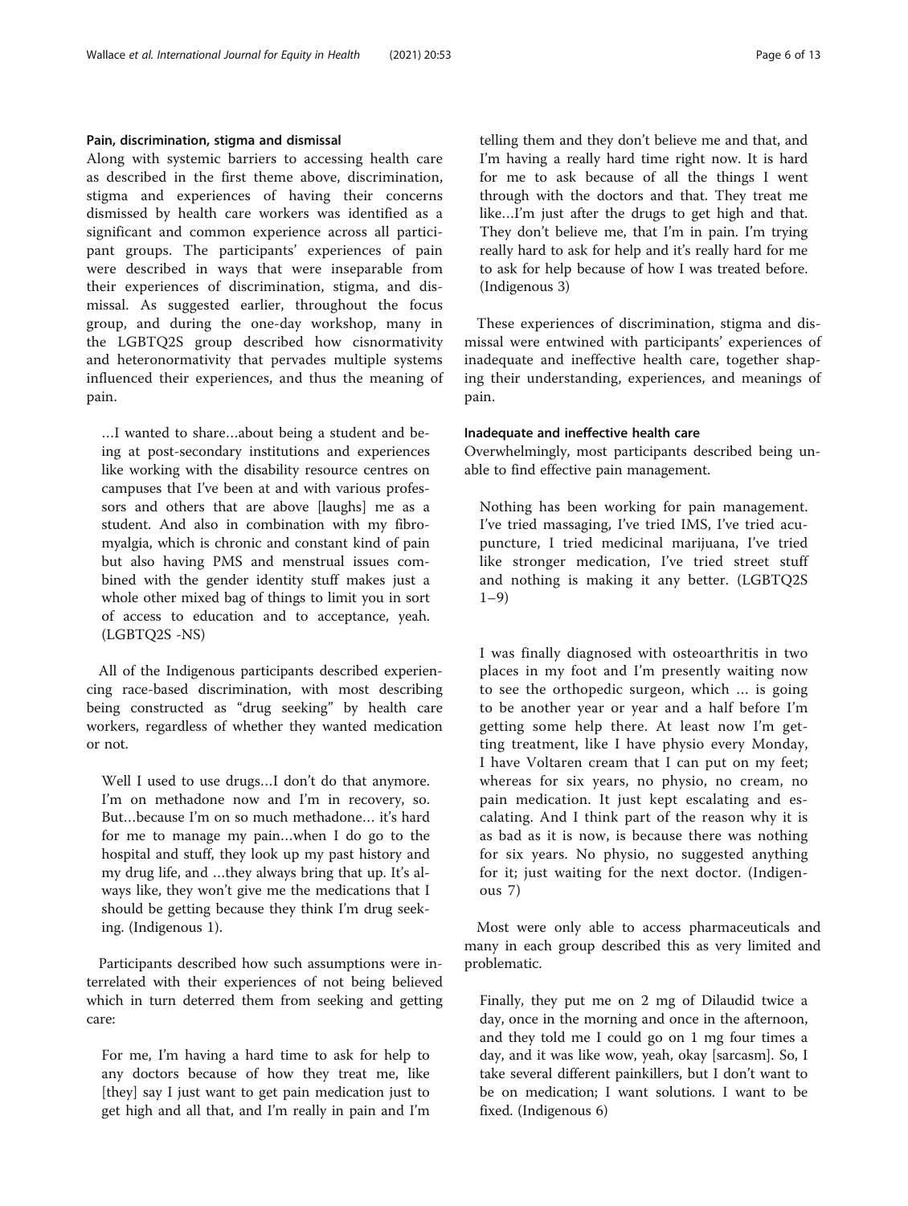#### Pain, discrimination, stigma and dismissal

Along with systemic barriers to accessing health care as described in the first theme above, discrimination, stigma and experiences of having their concerns dismissed by health care workers was identified as a significant and common experience across all participant groups. The participants' experiences of pain were described in ways that were inseparable from their experiences of discrimination, stigma, and dismissal. As suggested earlier, throughout the focus group, and during the one-day workshop, many in the LGBTQ2S group described how cisnormativity and heteronormativity that pervades multiple systems influenced their experiences, and thus the meaning of pain.

> …I wanted to share…about being a student and being at post-secondary institutions and experiences like working with the disability resource centres on campuses that I've been at and with various professors and others that are above [laughs] me as a student. And also in combination with my fibromyalgia, which is chronic and constant kind of pain but also having PMS and menstrual issues combined with the gender identity stuff makes just a whole other mixed bag of things to limit you in sort of access to education and to acceptance, yeah. (LGBTQ2S -NS)

All of the Indigenous participants described experiencing race-based discrimination, with most describing being constructed as "drug seeking" by health care workers, regardless of whether they wanted medication or not.

> Well I used to use drugs…I don't do that anymore. I'm on methadone now and I'm in recovery, so. But…because I'm on so much methadone… it's hard for me to manage my pain…when I do go to the hospital and stuff, they look up my past history and my drug life, and …they always bring that up. It's always like, they won't give me the medications that I should be getting because they think I'm drug seeking. (Indigenous 1).

Participants described how such assumptions were interrelated with their experiences of not being believed which in turn deterred them from seeking and getting care:

> For me, I'm having a hard time to ask for help to any doctors because of how they treat me, like [they] say I just want to get pain medication just to get high and all that, and I'm really in pain and I'm telling them and they don't believe me and that, and I'm having a really hard time right now. It is hard for me to ask because of all the things I went through with the doctors and that. They treat me like…I'm just after the drugs to get high and that. They don't believe me, that I'm in pain. I'm trying really hard to ask for help and it's really hard for me to ask for help because of how I was treated before. (Indigenous 3)

These experiences of discrimination, stigma and dismissal were entwined with participants' experiences of inadequate and ineffective health care, together shaping their understanding, experiences, and meanings of pain.

#### Inadequate and ineffective health care

Overwhelmingly, most participants described being unable to find effective pain management.

> Nothing has been working for pain management. I've tried massaging, I've tried IMS, I've tried acupuncture, I tried medicinal marijuana, I've tried like stronger medication, I've tried street stuff and nothing is making it any better. (LGBTQ2S 1–9)

> I was finally diagnosed with osteoarthritis in two places in my foot and I'm presently waiting now to see the orthopedic surgeon, which … is going to be another year or year and a half before I'm getting some help there. At least now I'm getting treatment, like I have physio every Monday, I have Voltaren cream that I can put on my feet; whereas for six years, no physio, no cream, no pain medication. It just kept escalating and escalating. And I think part of the reason why it is as bad as it is now, is because there was nothing for six years. No physio, no suggested anything for it; just waiting for the next doctor. (Indigenous 7)

Most were only able to access pharmaceuticals and many in each group described this as very limited and problematic.

> Finally, they put me on 2 mg of Dilaudid twice a day, once in the morning and once in the afternoon, and they told me I could go on 1 mg four times a day, and it was like wow, yeah, okay [sarcasm]. So, I take several different painkillers, but I don't want to be on medication; I want solutions. I want to be fixed. (Indigenous 6)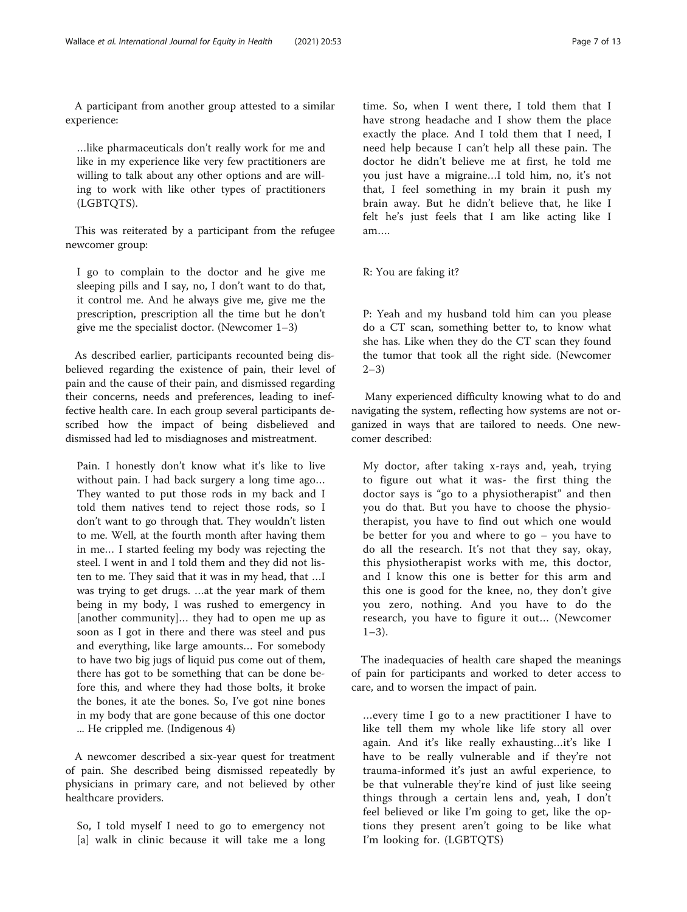A participant from another group attested to a similar experience:

> …like pharmaceuticals don't really work for me and like in my experience like very few practitioners are willing to talk about any other options and are willing to work with like other types of practitioners (LGBTQTS).

This was reiterated by a participant from the refugee newcomer group:

> I go to complain to the doctor and he give me sleeping pills and I say, no, I don't want to do that, it control me. And he always give me, give me the prescription, prescription all the time but he don't give me the specialist doctor. (Newcomer 1–3)

As described earlier, participants recounted being disbelieved regarding the existence of pain, their level of pain and the cause of their pain, and dismissed regarding their concerns, needs and preferences, leading to ineffective health care. In each group several participants described how the impact of being disbelieved and dismissed had led to misdiagnoses and mistreatment.

> Pain. I honestly don't know what it's like to live without pain. I had back surgery a long time ago… They wanted to put those rods in my back and I told them natives tend to reject those rods, so I don't want to go through that. They wouldn't listen to me. Well, at the fourth month after having them in me… I started feeling my body was rejecting the steel. I went in and I told them and they did not listen to me. They said that it was in my head, that …I was trying to get drugs. …at the year mark of them being in my body, I was rushed to emergency in [another community]… they had to open me up as soon as I got in there and there was steel and pus and everything, like large amounts… For somebody to have two big jugs of liquid pus come out of them, there has got to be something that can be done before this, and where they had those bolts, it broke the bones, it ate the bones. So, I've got nine bones in my body that are gone because of this one doctor ... He crippled me. (Indigenous 4)

A newcomer described a six-year quest for treatment of pain. She described being dismissed repeatedly by physicians in primary care, and not believed by other healthcare providers.

> So, I told myself I need to go to emergency not [a] walk in clinic because it will take me a long time. So, when I went there, I told them that I have strong headache and I show them the place exactly the place. And I told them that I need, I need help because I can't help all these pain. The doctor he didn't believe me at first, he told me you just have a migraine…I told him, no, it's not that, I feel something in my brain it push my brain away. But he didn't believe that, he like I felt he's just feels that I am like acting like I am….
>
> R: You are faking it?
>
> P: Yeah and my husband told him can you please do a CT scan, something better to, to know what she has. Like when they do the CT scan they found the tumor that took all the right side. (Newcomer 2–3)

Many experienced difficulty knowing what to do and navigating the system, reflecting how systems are not organized in ways that are tailored to needs. One newcomer described:

> My doctor, after taking x-rays and, yeah, trying to figure out what it was- the first thing the doctor says is "go to a physiotherapist" and then you do that. But you have to choose the physiotherapist, you have to find out which one would be better for you and where to go – you have to do all the research. It's not that they say, okay, this physiotherapist works with me, this doctor, and I know this one is better for this arm and this one is good for the knee, no, they don't give you zero, nothing. And you have to do the research, you have to figure it out… (Newcomer 1–3).

The inadequacies of health care shaped the meanings of pain for participants and worked to deter access to care, and to worsen the impact of pain.

> …every time I go to a new practitioner I have to like tell them my whole like life story all over again. And it's like really exhausting…it's like I have to be really vulnerable and if they're not trauma-informed it's just an awful experience, to be that vulnerable they're kind of just like seeing things through a certain lens and, yeah, I don't feel believed or like I'm going to get, like the options they present aren't going to be like what I'm looking for. (LGBTQTS)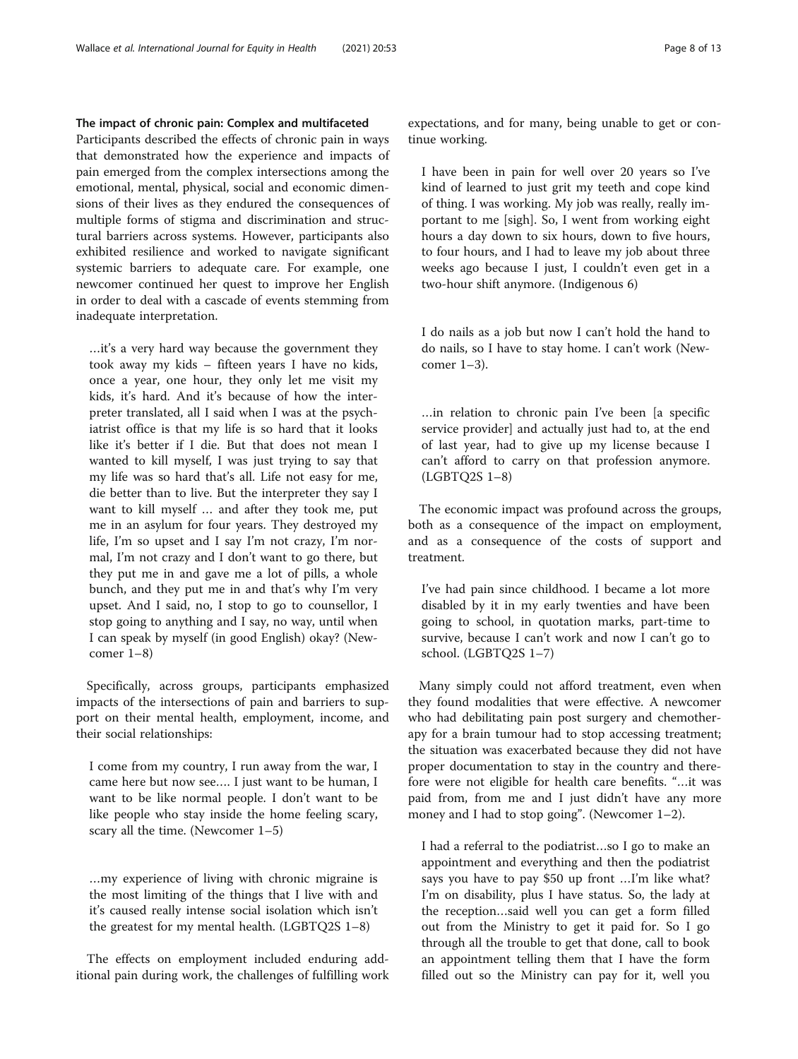### The impact of chronic pain: Complex and multifaceted

Participants described the effects of chronic pain in ways that demonstrated how the experience and impacts of pain emerged from the complex intersections among the emotional, mental, physical, social and economic dimensions of their lives as they endured the consequences of multiple forms of stigma and discrimination and structural barriers across systems. However, participants also exhibited resilience and worked to navigate significant systemic barriers to adequate care. For example, one newcomer continued her quest to improve her English in order to deal with a cascade of events stemming from inadequate interpretation.

> …it's a very hard way because the government they took away my kids – fifteen years I have no kids, once a year, one hour, they only let me visit my kids, it's hard. And it's because of how the interpreter translated, all I said when I was at the psychiatrist office is that my life is so hard that it looks like it's better if I die. But that does not mean I wanted to kill myself, I was just trying to say that my life was so hard that's all. Life not easy for me, die better than to live. But the interpreter they say I want to kill myself … and after they took me, put me in an asylum for four years. They destroyed my life, I'm so upset and I say I'm not crazy, I'm normal, I'm not crazy and I don't want to go there, but they put me in and gave me a lot of pills, a whole bunch, and they put me in and that's why I'm very upset. And I said, no, I stop to go to counsellor, I stop going to anything and I say, no way, until when I can speak by myself (in good English) okay? (Newcomer 1–8)

Specifically, across groups, participants emphasized impacts of the intersections of pain and barriers to support on their mental health, employment, income, and their social relationships:

> I come from my country, I run away from the war, I came here but now see…. I just want to be human, I want to be like normal people. I don't want to be like people who stay inside the home feeling scary, scary all the time. (Newcomer 1–5)

> …my experience of living with chronic migraine is the most limiting of the things that I live with and it's caused really intense social isolation which isn't the greatest for my mental health. (LGBTQ2S 1–8)

The effects on employment included enduring additional pain during work, the challenges of fulfilling work expectations, and for many, being unable to get or continue working.

> I have been in pain for well over 20 years so I've kind of learned to just grit my teeth and cope kind of thing. I was working. My job was really, really important to me [sigh]. So, I went from working eight hours a day down to six hours, down to five hours, to four hours, and I had to leave my job about three weeks ago because I just, I couldn't even get in a two-hour shift anymore. (Indigenous 6)

> I do nails as a job but now I can't hold the hand to do nails, so I have to stay home. I can't work (Newcomer 1–3).

> …in relation to chronic pain I've been [a specific service provider] and actually just had to, at the end of last year, had to give up my license because I can't afford to carry on that profession anymore. (LGBTQ2S 1–8)

The economic impact was profound across the groups, both as a consequence of the impact on employment, and as a consequence of the costs of support and treatment.

> I've had pain since childhood. I became a lot more disabled by it in my early twenties and have been going to school, in quotation marks, part-time to survive, because I can't work and now I can't go to school. (LGBTQ2S 1–7)

Many simply could not afford treatment, even when they found modalities that were effective. A newcomer who had debilitating pain post surgery and chemotherapy for a brain tumour had to stop accessing treatment; the situation was exacerbated because they did not have proper documentation to stay in the country and therefore were not eligible for health care benefits. "…it was paid from, from me and I just didn't have any more money and I had to stop going". (Newcomer 1–2).

> I had a referral to the podiatrist…so I go to make an appointment and everything and then the podiatrist says you have to pay $50 up front …I'm like what? I'm on disability, plus I have status. So, the lady at the reception…said well you can get a form filled out from the Ministry to get it paid for. So I go through all the trouble to get that done, call to book an appointment telling them that I have the form filled out so the Ministry can pay for it, well you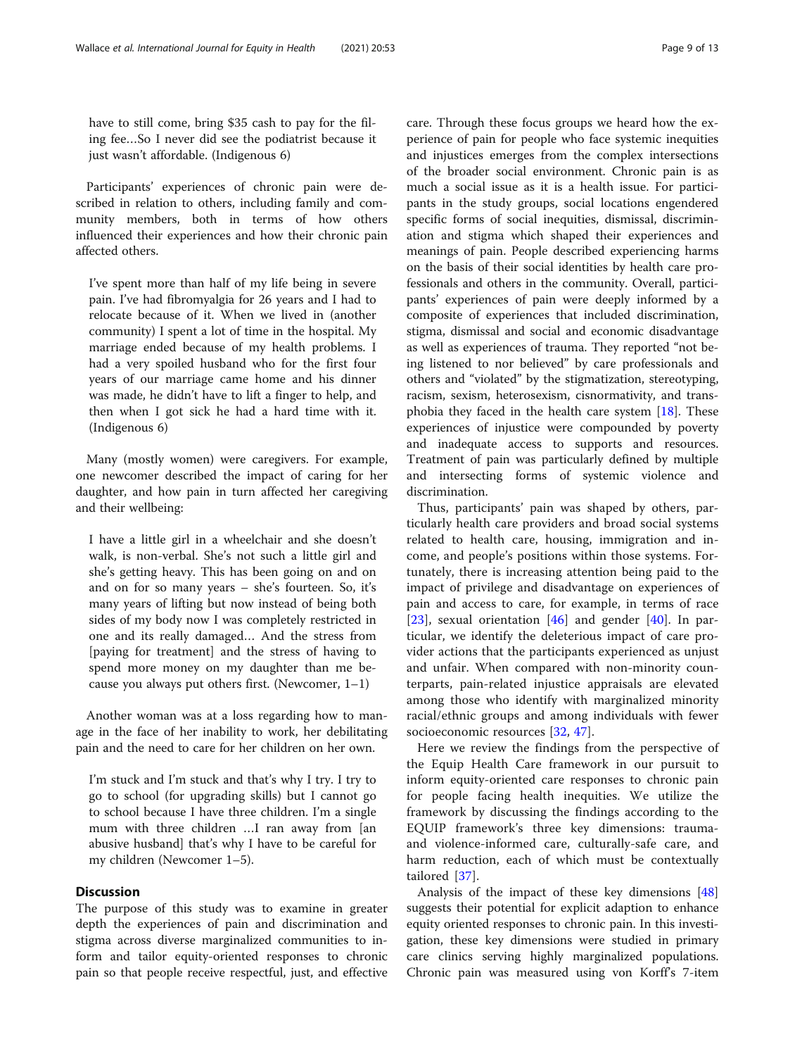have to still come, bring $35 cash to pay for the filing fee…So I never did see the podiatrist because it just wasn't affordable. (Indigenous 6)

Participants' experiences of chronic pain were described in relation to others, including family and community members, both in terms of how others influenced their experiences and how their chronic pain affected others.

> I've spent more than half of my life being in severe pain. I've had fibromyalgia for 26 years and I had to relocate because of it. When we lived in (another community) I spent a lot of time in the hospital. My marriage ended because of my health problems. I had a very spoiled husband who for the first four years of our marriage came home and his dinner was made, he didn't have to lift a finger to help, and then when I got sick he had a hard time with it. (Indigenous 6)

Many (mostly women) were caregivers. For example, one newcomer described the impact of caring for her daughter, and how pain in turn affected her caregiving and their wellbeing:

> I have a little girl in a wheelchair and she doesn't walk, is non-verbal. She's not such a little girl and she's getting heavy. This has been going on and on and on for so many years – she's fourteen. So, it's many years of lifting but now instead of being both sides of my body now I was completely restricted in one and its really damaged… And the stress from [paying for treatment] and the stress of having to spend more money on my daughter than me because you always put others first. (Newcomer, 1–1)

Another woman was at a loss regarding how to manage in the face of her inability to work, her debilitating pain and the need to care for her children on her own.

> I'm stuck and I'm stuck and that's why I try. I try to go to school (for upgrading skills) but I cannot go to school because I have three children. I'm a single mum with three children …I ran away from [an abusive husband] that's why I have to be careful for my children (Newcomer 1–5).

## Discussion

The purpose of this study was to examine in greater depth the experiences of pain and discrimination and stigma across diverse marginalized communities to inform and tailor equity-oriented responses to chronic pain so that people receive respectful, just, and effective care. Through these focus groups we heard how the experience of pain for people who face systemic inequities and injustices emerges from the complex intersections of the broader social environment. Chronic pain is as much a social issue as it is a health issue. For participants in the study groups, social locations engendered specific forms of social inequities, dismissal, discrimination and stigma which shaped their experiences and meanings of pain. People described experiencing harms on the basis of their social identities by health care professionals and others in the community. Overall, participants' experiences of pain were deeply informed by a composite of experiences that included discrimination, stigma, dismissal and social and economic disadvantage as well as experiences of trauma. They reported "not being listened to nor believed" by care professionals and others and "violated" by the stigmatization, stereotyping, racism, sexism, heterosexism, cisnormativity, and transphobia they faced in the health care system [18]. These experiences of injustice were compounded by poverty and inadequate access to supports and resources. Treatment of pain was particularly defined by multiple and intersecting forms of systemic violence and discrimination.

Thus, participants' pain was shaped by others, particularly health care providers and broad social systems related to health care, housing, immigration and income, and people's positions within those systems. Fortunately, there is increasing attention being paid to the impact of privilege and disadvantage on experiences of pain and access to care, for example, in terms of race [23], sexual orientation [46] and gender [40]. In particular, we identify the deleterious impact of care provider actions that the participants experienced as unjust and unfair. When compared with non-minority counterparts, pain-related injustice appraisals are elevated among those who identify with marginalized minority racial/ethnic groups and among individuals with fewer socioeconomic resources [32, 47].

Here we review the findings from the perspective of the Equip Health Care framework in our pursuit to inform equity-oriented care responses to chronic pain for people facing health inequities. We utilize the framework by discussing the findings according to the EQUIP framework's three key dimensions: trauma- and violence-informed care, culturally-safe care, and harm reduction, each of which must be contextually tailored [37].

Analysis of the impact of these key dimensions [48] suggests their potential for explicit adaption to enhance equity oriented responses to chronic pain. In this investigation, these key dimensions were studied in primary care clinics serving highly marginalized populations. Chronic pain was measured using von Korff's 7-item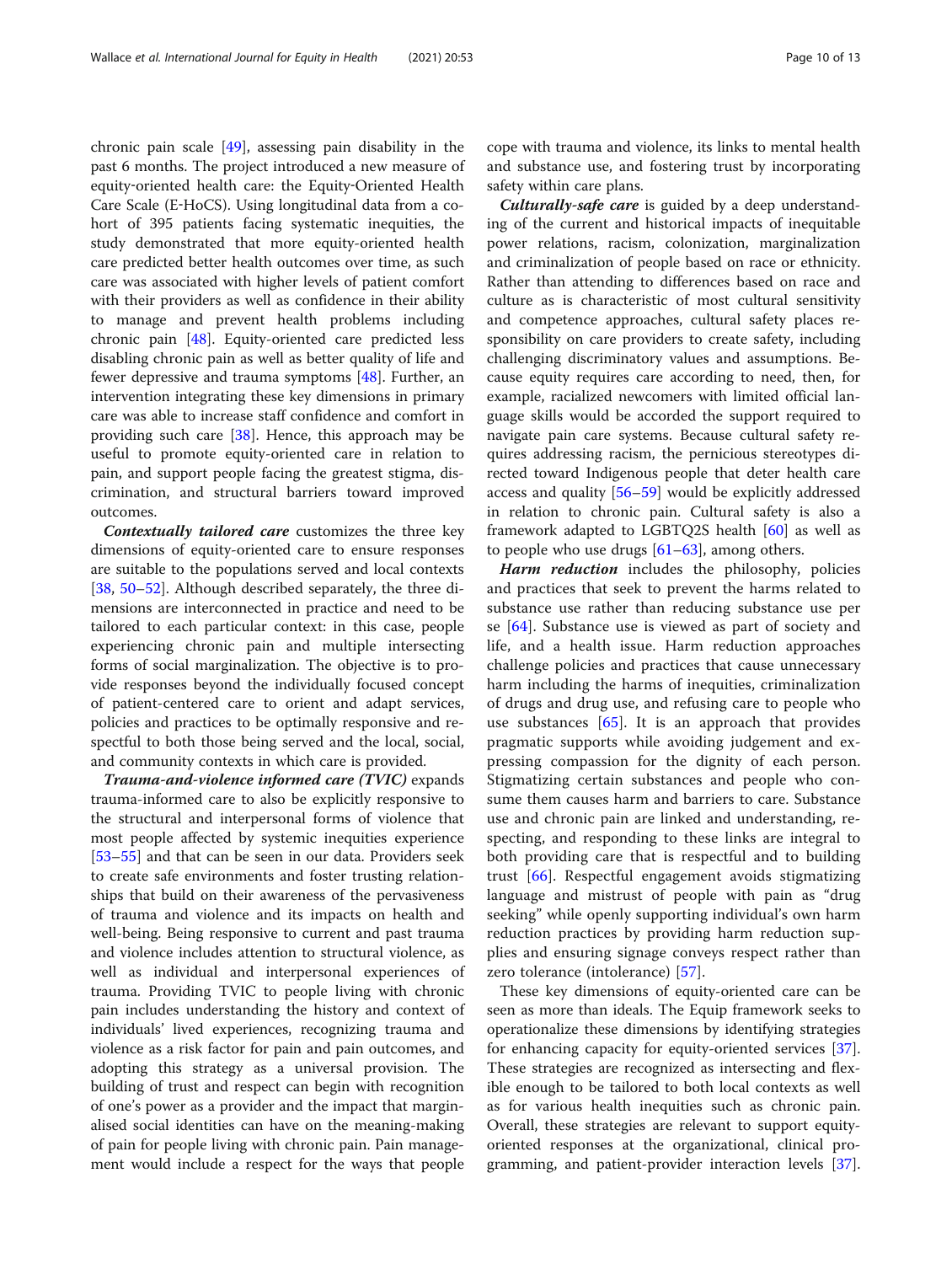chronic pain scale [49], assessing pain disability in the past 6 months. The project introduced a new measure of equity-oriented health care: the Equity-Oriented Health Care Scale (E-HoCS). Using longitudinal data from a cohort of 395 patients facing systematic inequities, the study demonstrated that more equity-oriented health care predicted better health outcomes over time, as such care was associated with higher levels of patient comfort with their providers as well as confidence in their ability to manage and prevent health problems including chronic pain [48]. Equity-oriented care predicted less disabling chronic pain as well as better quality of life and fewer depressive and trauma symptoms [48]. Further, an intervention integrating these key dimensions in primary care was able to increase staff confidence and comfort in providing such care [38]. Hence, this approach may be useful to promote equity-oriented care in relation to pain, and support people facing the greatest stigma, discrimination, and structural barriers toward improved outcomes.

***Contextually tailored care*** customizes the three key dimensions of equity-oriented care to ensure responses are suitable to the populations served and local contexts [38, 50–52]. Although described separately, the three dimensions are interconnected in practice and need to be tailored to each particular context: in this case, people experiencing chronic pain and multiple intersecting forms of social marginalization. The objective is to provide responses beyond the individually focused concept of patient-centered care to orient and adapt services, policies and practices to be optimally responsive and respectful to both those being served and the local, social, and community contexts in which care is provided.

***Trauma-and-violence informed care (TVIC)*** expands trauma-informed care to also be explicitly responsive to the structural and interpersonal forms of violence that most people affected by systemic inequities experience [53–55] and that can be seen in our data. Providers seek to create safe environments and foster trusting relationships that build on their awareness of the pervasiveness of trauma and violence and its impacts on health and well-being. Being responsive to current and past trauma and violence includes attention to structural violence, as well as individual and interpersonal experiences of trauma. Providing TVIC to people living with chronic pain includes understanding the history and context of individuals' lived experiences, recognizing trauma and violence as a risk factor for pain and pain outcomes, and adopting this strategy as a universal provision. The building of trust and respect can begin with recognition of one's power as a provider and the impact that marginalised social identities can have on the meaning-making of pain for people living with chronic pain. Pain management would include a respect for the ways that people cope with trauma and violence, its links to mental health and substance use, and fostering trust by incorporating safety within care plans.

***Culturally-safe care*** is guided by a deep understanding of the current and historical impacts of inequitable power relations, racism, colonization, marginalization and criminalization of people based on race or ethnicity. Rather than attending to differences based on race and culture as is characteristic of most cultural sensitivity and competence approaches, cultural safety places responsibility on care providers to create safety, including challenging discriminatory values and assumptions. Because equity requires care according to need, then, for example, racialized newcomers with limited official language skills would be accorded the support required to navigate pain care systems. Because cultural safety requires addressing racism, the pernicious stereotypes directed toward Indigenous people that deter health care access and quality [56–59] would be explicitly addressed in relation to chronic pain. Cultural safety is also a framework adapted to LGBTQ2S health [60] as well as to people who use drugs [61–63], among others.

***Harm reduction*** includes the philosophy, policies and practices that seek to prevent the harms related to substance use rather than reducing substance use per se [64]. Substance use is viewed as part of society and life, and a health issue. Harm reduction approaches challenge policies and practices that cause unnecessary harm including the harms of inequities, criminalization of drugs and drug use, and refusing care to people who use substances [65]. It is an approach that provides pragmatic supports while avoiding judgement and expressing compassion for the dignity of each person. Stigmatizing certain substances and people who consume them causes harm and barriers to care. Substance use and chronic pain are linked and understanding, respecting, and responding to these links are integral to both providing care that is respectful and to building trust [66]. Respectful engagement avoids stigmatizing language and mistrust of people with pain as "drug seeking" while openly supporting individual's own harm reduction practices by providing harm reduction supplies and ensuring signage conveys respect rather than zero tolerance (intolerance) [57].

These key dimensions of equity-oriented care can be seen as more than ideals. The Equip framework seeks to operationalize these dimensions by identifying strategies for enhancing capacity for equity-oriented services [37]. These strategies are recognized as intersecting and flexible enough to be tailored to both local contexts as well as for various health inequities such as chronic pain. Overall, these strategies are relevant to support equity-oriented responses at the organizational, clinical programming, and patient-provider interaction levels [37].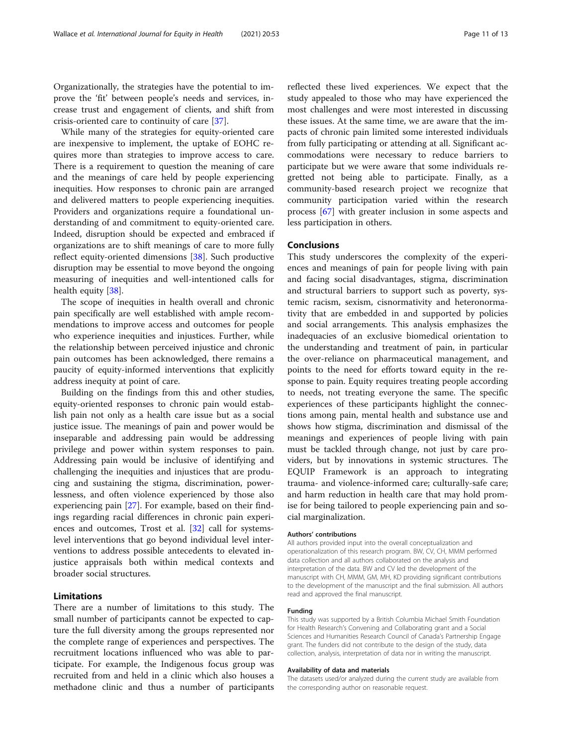Organizationally, the strategies have the potential to improve the 'fit' between people's needs and services, increase trust and engagement of clients, and shift from crisis-oriented care to continuity of care [37].

While many of the strategies for equity-oriented care are inexpensive to implement, the uptake of EOHC requires more than strategies to improve access to care. There is a requirement to question the meaning of care and the meanings of care held by people experiencing inequities. How responses to chronic pain are arranged and delivered matters to people experiencing inequities. Providers and organizations require a foundational understanding of and commitment to equity-oriented care. Indeed, disruption should be expected and embraced if organizations are to shift meanings of care to more fully reflect equity-oriented dimensions [38]. Such productive disruption may be essential to move beyond the ongoing measuring of inequities and well-intentioned calls for health equity [38].

The scope of inequities in health overall and chronic pain specifically are well established with ample recommendations to improve access and outcomes for people who experience inequities and injustices. Further, while the relationship between perceived injustice and chronic pain outcomes has been acknowledged, there remains a paucity of equity-informed interventions that explicitly address inequity at point of care.

Building on the findings from this and other studies, equity-oriented responses to chronic pain would establish pain not only as a health care issue but as a social justice issue. The meanings of pain and power would be inseparable and addressing pain would be addressing privilege and power within system responses to pain. Addressing pain would be inclusive of identifying and challenging the inequities and injustices that are producing and sustaining the stigma, discrimination, powerlessness, and often violence experienced by those also experiencing pain [27]. For example, based on their findings regarding racial differences in chronic pain experiences and outcomes, Trost et al. [32] call for systems-level interventions that go beyond individual level interventions to address possible antecedents to elevated injustice appraisals both within medical contexts and broader social structures.

## Limitations

There are a number of limitations to this study. The small number of participants cannot be expected to capture the full diversity among the groups represented nor the complete range of experiences and perspectives. The recruitment locations influenced who was able to participate. For example, the Indigenous focus group was recruited from and held in a clinic which also houses a methadone clinic and thus a number of participants reflected these lived experiences. We expect that the study appealed to those who may have experienced the most challenges and were most interested in discussing these issues. At the same time, we are aware that the impacts of chronic pain limited some interested individuals from fully participating or attending at all. Significant accommodations were necessary to reduce barriers to participate but we were aware that some individuals regretted not being able to participate. Finally, as a community-based research project we recognize that community participation varied within the research process [67] with greater inclusion in some aspects and less participation in others.

## Conclusions

This study underscores the complexity of the experiences and meanings of pain for people living with pain and facing social disadvantages, stigma, discrimination and structural barriers to support such as poverty, systemic racism, sexism, cisnormativity and heteronormativity that are embedded in and supported by policies and social arrangements. This analysis emphasizes the inadequacies of an exclusive biomedical orientation to the understanding and treatment of pain, in particular the over-reliance on pharmaceutical management, and points to the need for efforts toward equity in the response to pain. Equity requires treating people according to needs, not treating everyone the same. The specific experiences of these participants highlight the connections among pain, mental health and substance use and shows how stigma, discrimination and dismissal of the meanings and experiences of people living with pain must be tackled through change, not just by care providers, but by innovations in systemic structures. The EQUIP Framework is an approach to integrating trauma- and violence-informed care; culturally-safe care; and harm reduction in health care that may hold promise for being tailored to people experiencing pain and social marginalization.

#### Authors' contributions

All authors provided input into the overall conceptualization and operationalization of this research program. BW, CV, CH, MMM performed data collection and all authors collaborated on the analysis and interpretation of the data. BW and CV led the development of the manuscript with CH, MMM, GM, MH, KD providing significant contributions to the development of the manuscript and the final submission. All authors read and approved the final manuscript.

#### Funding

This study was supported by a British Columbia Michael Smith Foundation for Health Research's Convening and Collaborating grant and a Social Sciences and Humanities Research Council of Canada's Partnership Engage grant. The funders did not contribute to the design of the study, data collection, analysis, interpretation of data nor in writing the manuscript.

#### Availability of data and materials

The datasets used/or analyzed during the current study are available from the corresponding author on reasonable request.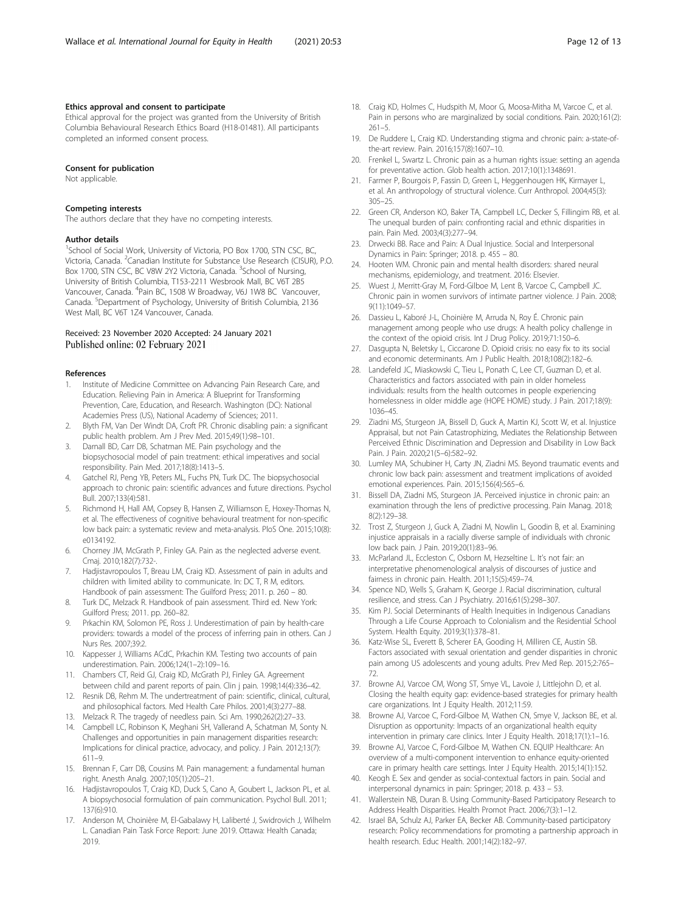#### Ethics approval and consent to participate

Ethical approval for the project was granted from the University of British Columbia Behavioural Research Ethics Board (H18-01481). All participants completed an informed consent process.

#### Consent for publication

Not applicable.

#### Competing interests

The authors declare that they have no competing interests.

#### Author details

[1]School of Social Work, University of Victoria, PO Box 1700, STN CSC, BC, Victoria, Canada. [2]Canadian Institute for Substance Use Research (CISUR), P.O. Box 1700, STN CSC, BC V8W 2Y2 Victoria, Canada. [3]School of Nursing, University of British Columbia, T153-2211 Wesbrook Mall, BC V6T 2B5 Vancouver, Canada. [4]Pain BC, 1508 W Broadway, V6J 1W8 BC Vancouver, Canada. [5]Department of Psychology, University of British Columbia, 2136 West Mall, BC V6T 1Z4 Vancouver, Canada.

Received: 23 November 2020 Accepted: 24 January 2021
Published online: 02 February 2021

#### References

1. Institute of Medicine Committee on Advancing Pain Research Care, and Education. Relieving Pain in America: A Blueprint for Transforming Prevention, Care, Education, and Research. Washington (DC): National Academies Press (US), National Academy of Sciences; 2011.
2. Blyth FM, Van Der Windt DA, Croft PR. Chronic disabling pain: a significant public health problem. Am J Prev Med. 2015;49(1):98–101.
3. Darnall BD, Carr DB, Schatman ME. Pain psychology and the biopsychosocial model of pain treatment: ethical imperatives and social responsibility. Pain Med. 2017;18(8):1413–5.
4. Gatchel RJ, Peng YB, Peters ML, Fuchs PN, Turk DC. The biopsychosocial approach to chronic pain: scientific advances and future directions. Psychol Bull. 2007;133(4):581.
5. Richmond H, Hall AM, Copsey B, Hansen Z, Williamson E, Hoxey-Thomas N, et al. The effectiveness of cognitive behavioural treatment for non-specific low back pain: a systematic review and meta-analysis. PloS One. 2015;10(8): e0134192.
6. Chorney JM, McGrath P, Finley GA. Pain as the neglected adverse event. Cmaj. 2010;182(7):732-.
7. Hadjistavropoulos T, Breau LM, Craig KD. Assessment of pain in adults and children with limited ability to communicate. In: DC T, R M, editors. Handbook of pain assessment: The Guilford Press; 2011. p. 260 – 80.
8. Turk DC, Melzack R. Handbook of pain assessment. Third ed. New York: Guilford Press; 2011. pp. 260–82.
9. Prkachin KM, Solomon PE, Ross J. Underestimation of pain by health-care providers: towards a model of the process of inferring pain in others. Can J Nurs Res. 2007;39:2.
10. Kappesser J, Williams ACdC, Prkachin KM. Testing two accounts of pain underestimation. Pain. 2006;124(1–2):109–16.
11. Chambers CT, Reid GJ, Craig KD, McGrath PJ, Finley GA. Agreement between child and parent reports of pain. Clin j pain. 1998;14(4):336–42.
12. Resnik DB, Rehm M. The undertreatment of pain: scientific, clinical, cultural, and philosophical factors. Med Health Care Philos. 2001;4(3):277–88.
13. Melzack R. The tragedy of needless pain. Sci Am. 1990;262(2):27–33.
14. Campbell LC, Robinson K, Meghani SH, Vallerand A, Schatman M, Sonty N. Challenges and opportunities in pain management disparities research: Implications for clinical practice, advocacy, and policy. J Pain. 2012;13(7): 611–9.
15. Brennan F, Carr DB, Cousins M. Pain management: a fundamental human right. Anesth Analg. 2007;105(1):205–21.
16. Hadjistavropoulos T, Craig KD, Duck S, Cano A, Goubert L, Jackson PL, et al. A biopsychosocial formulation of pain communication. Psychol Bull. 2011; 137(6):910.
17. Anderson M, Choinière M, El-Gabalawy H, Laliberté J, Swidrovich J, Wilhelm L. Canadian Pain Task Force Report: June 2019. Ottawa: Health Canada; 2019.
18. Craig KD, Holmes C, Hudspith M, Moor G, Moosa-Mitha M, Varcoe C, et al. Pain in persons who are marginalized by social conditions. Pain. 2020;161(2): 261–5.
19. De Ruddere L, Craig KD. Understanding stigma and chronic pain: a-state-of-the-art review. Pain. 2016;157(8):1607–10.
20. Frenkel L, Swartz L. Chronic pain as a human rights issue: setting an agenda for preventative action. Glob health action. 2017;10(1):1348691.
21. Farmer P, Bourgois P, Fassin D, Green L, Heggenhougen HK, Kirmayer L, et al. An anthropology of structural violence. Curr Anthropol. 2004;45(3): 305–25.
22. Green CR, Anderson KO, Baker TA, Campbell LC, Decker S, Fillingim RB, et al. The unequal burden of pain: confronting racial and ethnic disparities in pain. Pain Med. 2003;4(3):277–94.
23. Drwecki BB. Race and Pain: A Dual Injustice. Social and Interpersonal Dynamics in Pain: Springer; 2018. p. 455 – 80.
24. Hooten WM. Chronic pain and mental health disorders: shared neural mechanisms, epidemiology, and treatment. 2016: Elsevier.
25. Wuest J, Merritt-Gray M, Ford-Gilboe M, Lent B, Varcoe C, Campbell JC. Chronic pain in women survivors of intimate partner violence. J Pain. 2008; 9(11):1049–57.
26. Dassieu L, Kaboré J-L, Choinière M, Arruda N, Roy É. Chronic pain management among people who use drugs: A health policy challenge in the context of the opioid crisis. Int J Drug Policy. 2019;71:150–6.
27. Dasgupta N, Beletsky L, Ciccarone D. Opioid crisis: no easy fix to its social and economic determinants. Am J Public Health. 2018;108(2):182–6.
28. Landefeld JC, Miaskowski C, Tieu L, Ponath C, Lee CT, Guzman D, et al. Characteristics and factors associated with pain in older homeless individuals: results from the health outcomes in people experiencing homelessness in older middle age (HOPE HOME) study. J Pain. 2017;18(9): 1036–45.
29. Ziadni MS, Sturgeon JA, Bissell D, Guck A, Martin KJ, Scott W, et al. Injustice Appraisal, but not Pain Catastrophizing, Mediates the Relationship Between Perceived Ethnic Discrimination and Depression and Disability in Low Back Pain. J Pain. 2020;21(5–6):582–92.
30. Lumley MA, Schubiner H, Carty JN, Ziadni MS. Beyond traumatic events and chronic low back pain: assessment and treatment implications of avoided emotional experiences. Pain. 2015;156(4):565–6.
31. Bissell DA, Ziadni MS, Sturgeon JA. Perceived injustice in chronic pain: an examination through the lens of predictive processing. Pain Manag. 2018; 8(2):129–38.
32. Trost Z, Sturgeon J, Guck A, Ziadni M, Nowlin L, Goodin B, et al. Examining injustice appraisals in a racially diverse sample of individuals with chronic low back pain. J Pain. 2019;20(1):83–96.
33. McParland JL, Eccleston C, Osborn M, Hezseltine L. It's not fair: an interpretative phenomenological analysis of discourses of justice and fairness in chronic pain. Health. 2011;15(5):459–74.
34. Spence ND, Wells S, Graham K, George J. Racial discrimination, cultural resilience, and stress. Can J Psychiatry. 2016;61(5):298–307.
35. Kim PJ. Social Determinants of Health Inequities in Indigenous Canadians Through a Life Course Approach to Colonialism and the Residential School System. Health Equity. 2019;3(1):378–81.
36. Katz-Wise SL, Everett B, Scherer EA, Gooding H, Milliren CE, Austin SB. Factors associated with sexual orientation and gender disparities in chronic pain among US adolescents and young adults. Prev Med Rep. 2015;2:765–72.
37. Browne AJ, Varcoe CM, Wong ST, Smye VL, Lavoie J, Littlejohn D, et al. Closing the health equity gap: evidence-based strategies for primary health care organizations. Int J Equity Health. 2012;11:59.
38. Browne AJ, Varcoe C, Ford-Gilboe M, Wathen CN, Smye V, Jackson BE, et al. Disruption as opportunity: Impacts of an organizational health equity intervention in primary care clinics. Inter J Equity Health. 2018;17(1):1–16.
39. Browne AJ, Varcoe C, Ford-Gilboe M, Wathen CN. EQUIP Healthcare: An overview of a multi-component intervention to enhance equity-oriented care in primary health care settings. Inter J Equity Health. 2015;14(1):152.
40. Keogh E. Sex and gender as social-contextual factors in pain. Social and interpersonal dynamics in pain: Springer; 2018. p. 433 – 53.
41. Wallerstein NB, Duran B. Using Community-Based Participatory Research to Address Health Disparities. Health Promot Pract. 2006;7(3):1–12.
42. Israel BA, Schulz AJ, Parker EA, Becker AB. Community-based participatory research: Policy recommendations for promoting a partnership approach in health research. Educ Health. 2001;14(2):182–97.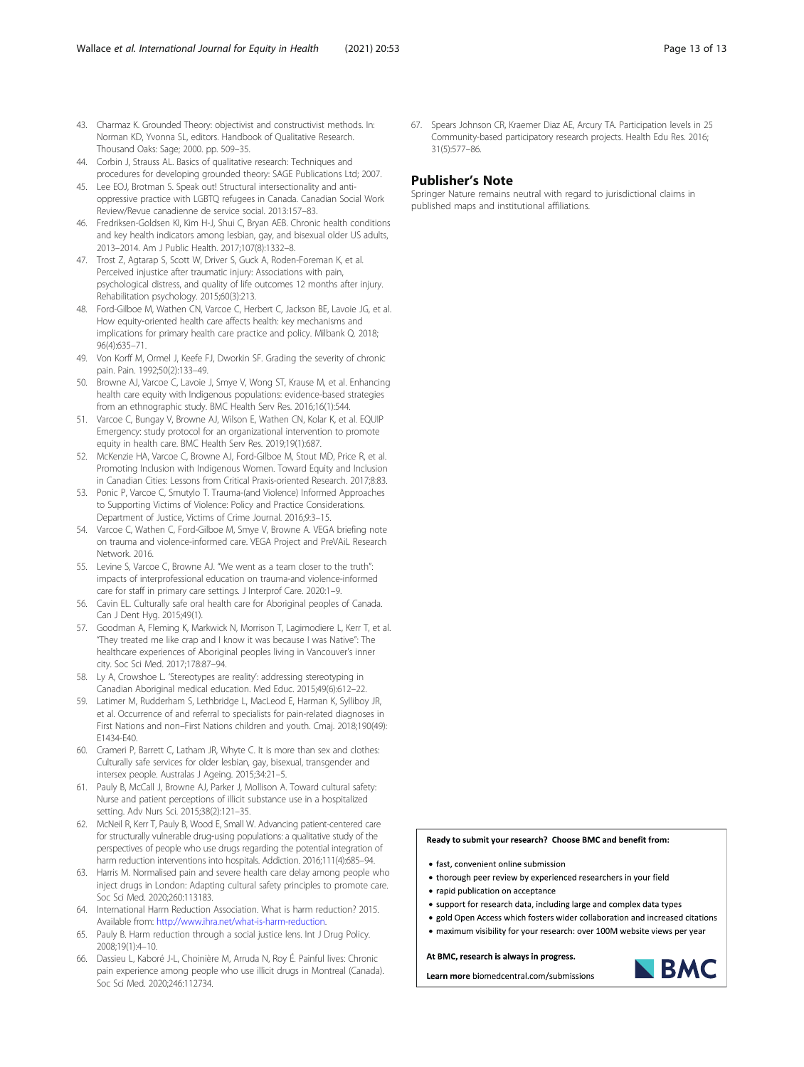43. Charmaz K. Grounded Theory: objectivist and constructivist methods. In: Norman KD, Yvonna SL, editors. Handbook of Qualitative Research. Thousand Oaks: Sage; 2000. pp. 509–35.
44. Corbin J, Strauss AL. Basics of qualitative research: Techniques and procedures for developing grounded theory: SAGE Publications Ltd; 2007.
45. Lee EOJ, Brotman S. Speak out! Structural intersectionality and anti-oppressive practice with LGBTQ refugees in Canada. Canadian Social Work Review/Revue canadienne de service social. 2013:157–83.
46. Fredriksen-Goldsen KI, Kim H-J, Shui C, Bryan AEB. Chronic health conditions and key health indicators among lesbian, gay, and bisexual older US adults, 2013–2014. Am J Public Health. 2017;107(8):1332–8.
47. Trost Z, Agtarap S, Scott W, Driver S, Guck A, Roden-Foreman K, et al. Perceived injustice after traumatic injury: Associations with pain, psychological distress, and quality of life outcomes 12 months after injury. Rehabilitation psychology. 2015;60(3):213.
48. Ford-Gilboe M, Wathen CN, Varcoe C, Herbert C, Jackson BE, Lavoie JG, et al. How equity-oriented health care affects health: key mechanisms and implications for primary health care practice and policy. Milbank Q. 2018; 96(4):635–71.
49. Von Korff M, Ormel J, Keefe FJ, Dworkin SF. Grading the severity of chronic pain. Pain. 1992;50(2):133–49.
50. Browne AJ, Varcoe C, Lavoie J, Smye V, Wong ST, Krause M, et al. Enhancing health care equity with Indigenous populations: evidence-based strategies from an ethnographic study. BMC Health Serv Res. 2016;16(1):544.
51. Varcoe C, Bungay V, Browne AJ, Wilson E, Wathen CN, Kolar K, et al. EQUIP Emergency: study protocol for an organizational intervention to promote equity in health care. BMC Health Serv Res. 2019;19(1):687.
52. McKenzie HA, Varcoe C, Browne AJ, Ford-Gilboe M, Stout MD, Price R, et al. Promoting Inclusion with Indigenous Women. Toward Equity and Inclusion in Canadian Cities: Lessons from Critical Praxis-oriented Research. 2017;8:83.
53. Ponic P, Varcoe C, Smutylo T. Trauma-(and Violence) Informed Approaches to Supporting Victims of Violence: Policy and Practice Considerations. Department of Justice, Victims of Crime Journal. 2016;9:3–15.
54. Varcoe C, Wathen C, Ford-Gilboe M, Smye V, Browne A. VEGA briefing note on trauma and violence-informed care. VEGA Project and PreVAiL Research Network. 2016.
55. Levine S, Varcoe C, Browne AJ. "We went as a team closer to the truth": impacts of interprofessional education on trauma-and violence-informed care for staff in primary care settings. J Interprof Care. 2020:1–9.
56. Cavin EL. Culturally safe oral health care for Aboriginal peoples of Canada. Can J Dent Hyg. 2015;49(1).
57. Goodman A, Fleming K, Markwick N, Morrison T, Lagimodiere L, Kerr T, et al. "They treated me like crap and I know it was because I was Native": The healthcare experiences of Aboriginal peoples living in Vancouver's inner city. Soc Sci Med. 2017;178:87–94.
58. Ly A, Crowshoe L. 'Stereotypes are reality': addressing stereotyping in Canadian Aboriginal medical education. Med Educ. 2015;49(6):612–22.
59. Latimer M, Rudderham S, Lethbridge L, MacLeod E, Harman K, Sylliboy JR, et al. Occurrence of and referral to specialists for pain-related diagnoses in First Nations and non–First Nations children and youth. Cmaj. 2018;190(49): E1434-E40.
60. Crameri P, Barrett C, Latham JR, Whyte C. It is more than sex and clothes: Culturally safe services for older lesbian, gay, bisexual, transgender and intersex people. Australas J Ageing. 2015;34:21–5.
61. Pauly B, McCall J, Browne AJ, Parker J, Mollison A. Toward cultural safety: Nurse and patient perceptions of illicit substance use in a hospitalized setting. Adv Nurs Sci. 2015;38(2):121–35.
62. McNeil R, Kerr T, Pauly B, Wood E, Small W. Advancing patient-centered care for structurally vulnerable drug-using populations: a qualitative study of the perspectives of people who use drugs regarding the potential integration of harm reduction interventions into hospitals. Addiction. 2016;111(4):685–94.
63. Harris M. Normalised pain and severe health care delay among people who inject drugs in London: Adapting cultural safety principles to promote care. Soc Sci Med. 2020;260:113183.
64. International Harm Reduction Association. What is harm reduction? 2015. Available from: http://www.ihra.net/what-is-harm-reduction.
65. Pauly B. Harm reduction through a social justice lens. Int J Drug Policy. 2008;19(1):4–10.
66. Dassieu L, Kaboré J-L, Choinière M, Arruda N, Roy É. Painful lives: Chronic pain experience among people who use illicit drugs in Montreal (Canada). Soc Sci Med. 2020;246:112734.
67. Spears Johnson CR, Kraemer Diaz AE, Arcury TA. Participation levels in 25 Community-based participatory research projects. Health Edu Res. 2016; 31(5):577–86.

## Publisher's Note

Springer Nature remains neutral with regard to jurisdictional claims in published maps and institutional affiliations.

**Ready to submit your research? Choose BMC and benefit from:**

- fast, convenient online submission
- thorough peer review by experienced researchers in your field
- rapid publication on acceptance
- support for research data, including large and complex data types
- gold Open Access which fosters wider collaboration and increased citations
- maximum visibility for your research: over 100M website views per year

**At BMC, research is always in progress.**

**Learn more** biomedcentral.com/submissions

BMC